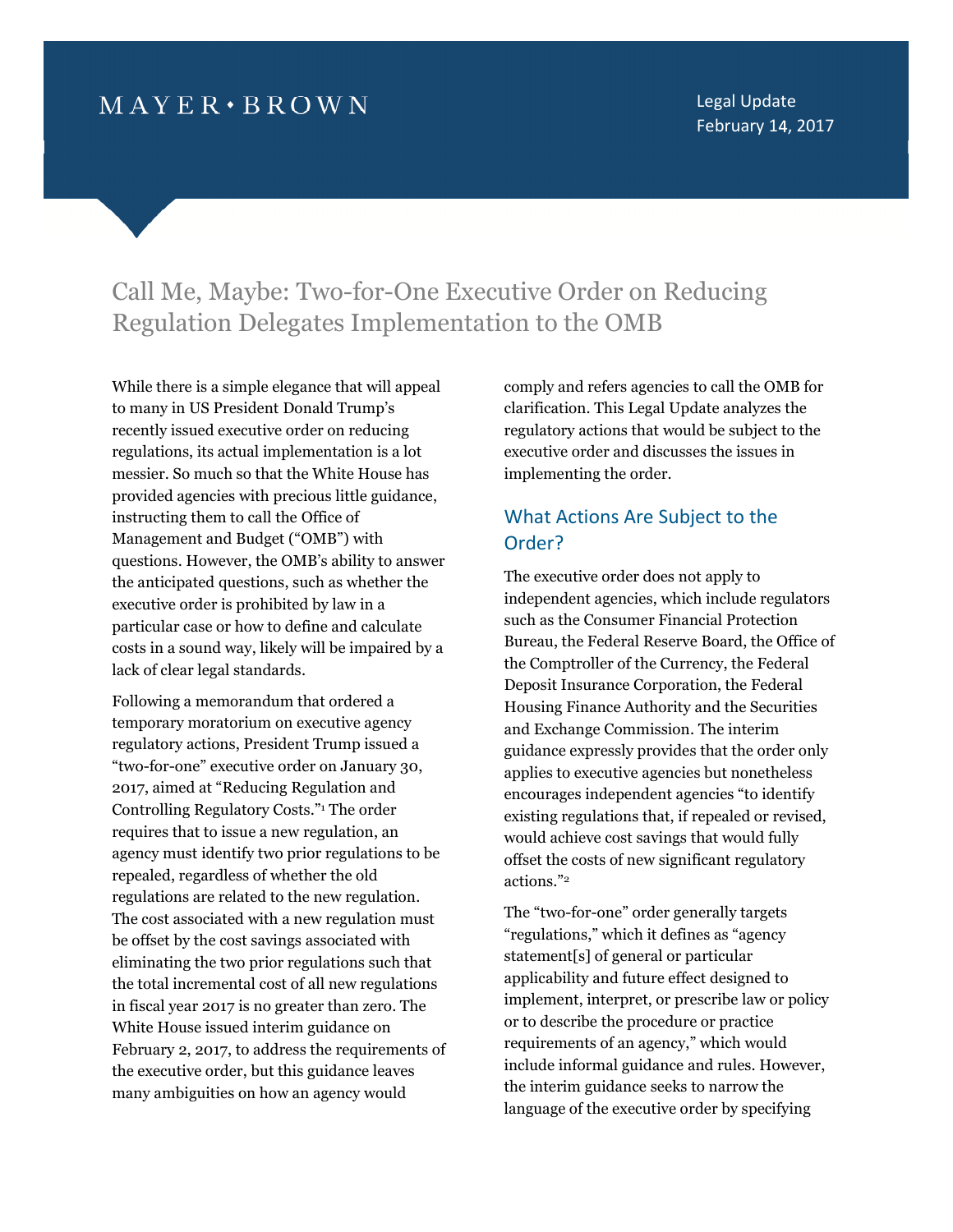MAYER • BROWN

Legal Update
February 14, 2017

# Call Me, Maybe: Two-for-One Executive Order on Reducing Regulation Delegates Implementation to the OMB

While there is a simple elegance that will appeal to many in US President Donald Trump's recently issued executive order on reducing regulations, its actual implementation is a lot messier. So much so that the White House has provided agencies with precious little guidance, instructing them to call the Office of Management and Budget ("OMB") with questions. However, the OMB's ability to answer the anticipated questions, such as whether the executive order is prohibited by law in a particular case or how to define and calculate costs in a sound way, likely will be impaired by a lack of clear legal standards.

Following a memorandum that ordered a temporary moratorium on executive agency regulatory actions, President Trump issued a "two-for-one" executive order on January 30, 2017, aimed at "Reducing Regulation and Controlling Regulatory Costs."[1] The order requires that to issue a new regulation, an agency must identify two prior regulations to be repealed, regardless of whether the old regulations are related to the new regulation. The cost associated with a new regulation must be offset by the cost savings associated with eliminating the two prior regulations such that the total incremental cost of all new regulations in fiscal year 2017 is no greater than zero. The White House issued interim guidance on February 2, 2017, to address the requirements of the executive order, but this guidance leaves many ambiguities on how an agency would comply and refers agencies to call the OMB for clarification. This Legal Update analyzes the regulatory actions that would be subject to the executive order and discusses the issues in implementing the order.

## What Actions Are Subject to the Order?

The executive order does not apply to independent agencies, which include regulators such as the Consumer Financial Protection Bureau, the Federal Reserve Board, the Office of the Comptroller of the Currency, the Federal Deposit Insurance Corporation, the Federal Housing Finance Authority and the Securities and Exchange Commission. The interim guidance expressly provides that the order only applies to executive agencies but nonetheless encourages independent agencies "to identify existing regulations that, if repealed or revised, would achieve cost savings that would fully offset the costs of new significant regulatory actions."[2]

The "two-for-one" order generally targets "regulations," which it defines as "agency statement[s] of general or particular applicability and future effect designed to implement, interpret, or prescribe law or policy or to describe the procedure or practice requirements of an agency," which would include informal guidance and rules. However, the interim guidance seeks to narrow the language of the executive order by specifying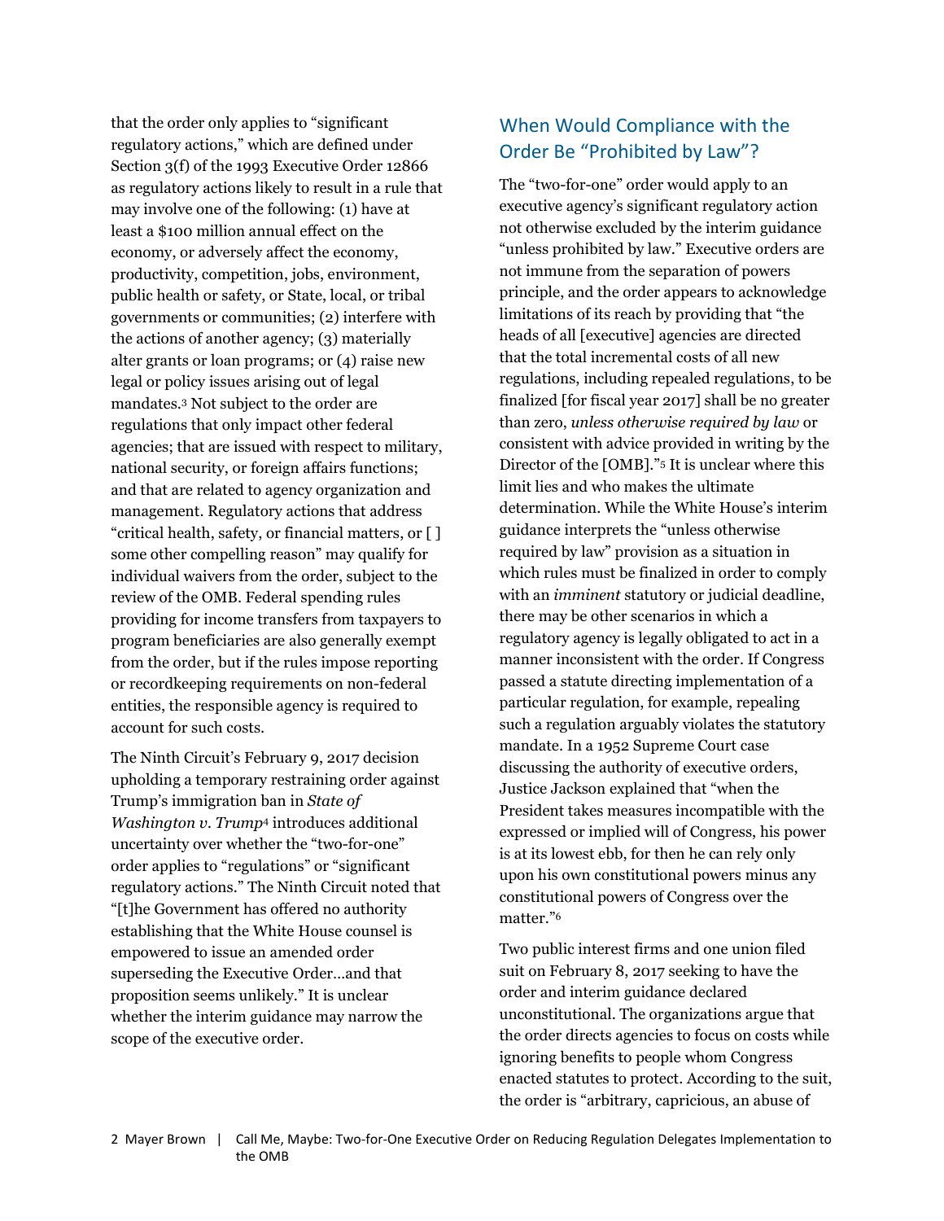that the order only applies to "significant regulatory actions," which are defined under Section 3(f) of the 1993 Executive Order 12866 as regulatory actions likely to result in a rule that may involve one of the following: (1) have at least a $100 million annual effect on the economy, or adversely affect the economy, productivity, competition, jobs, environment, public health or safety, or State, local, or tribal governments or communities; (2) interfere with the actions of another agency; (3) materially alter grants or loan programs; or (4) raise new legal or policy issues arising out of legal mandates.[3] Not subject to the order are regulations that only impact other federal agencies; that are issued with respect to military, national security, or foreign affairs functions; and that are related to agency organization and management. Regulatory actions that address "critical health, safety, or financial matters, or [ ] some other compelling reason" may qualify for individual waivers from the order, subject to the review of the OMB. Federal spending rules providing for income transfers from taxpayers to program beneficiaries are also generally exempt from the order, but if the rules impose reporting or recordkeeping requirements on non-federal entities, the responsible agency is required to account for such costs.

The Ninth Circuit's February 9, 2017 decision upholding a temporary restraining order against Trump's immigration ban in *State of Washington v. Trump*[4] introduces additional uncertainty over whether the "two-for-one" order applies to "regulations" or "significant regulatory actions." The Ninth Circuit noted that "[t]he Government has offered no authority establishing that the White House counsel is empowered to issue an amended order superseding the Executive Order…and that proposition seems unlikely." It is unclear whether the interim guidance may narrow the scope of the executive order.

## When Would Compliance with the Order Be "Prohibited by Law"?

The "two-for-one" order would apply to an executive agency's significant regulatory action not otherwise excluded by the interim guidance "unless prohibited by law." Executive orders are not immune from the separation of powers principle, and the order appears to acknowledge limitations of its reach by providing that "the heads of all [executive] agencies are directed that the total incremental costs of all new regulations, including repealed regulations, to be finalized [for fiscal year 2017] shall be no greater than zero, *unless otherwise required by law* or consistent with advice provided in writing by the Director of the [OMB]."[5] It is unclear where this limit lies and who makes the ultimate determination. While the White House's interim guidance interprets the "unless otherwise required by law" provision as a situation in which rules must be finalized in order to comply with an *imminent* statutory or judicial deadline, there may be other scenarios in which a regulatory agency is legally obligated to act in a manner inconsistent with the order. If Congress passed a statute directing implementation of a particular regulation, for example, repealing such a regulation arguably violates the statutory mandate. In a 1952 Supreme Court case discussing the authority of executive orders, Justice Jackson explained that "when the President takes measures incompatible with the expressed or implied will of Congress, his power is at its lowest ebb, for then he can rely only upon his own constitutional powers minus any constitutional powers of Congress over the matter."[6]

Two public interest firms and one union filed suit on February 8, 2017 seeking to have the order and interim guidance declared unconstitutional. The organizations argue that the order directs agencies to focus on costs while ignoring benefits to people whom Congress enacted statutes to protect. According to the suit, the order is "arbitrary, capricious, an abuse of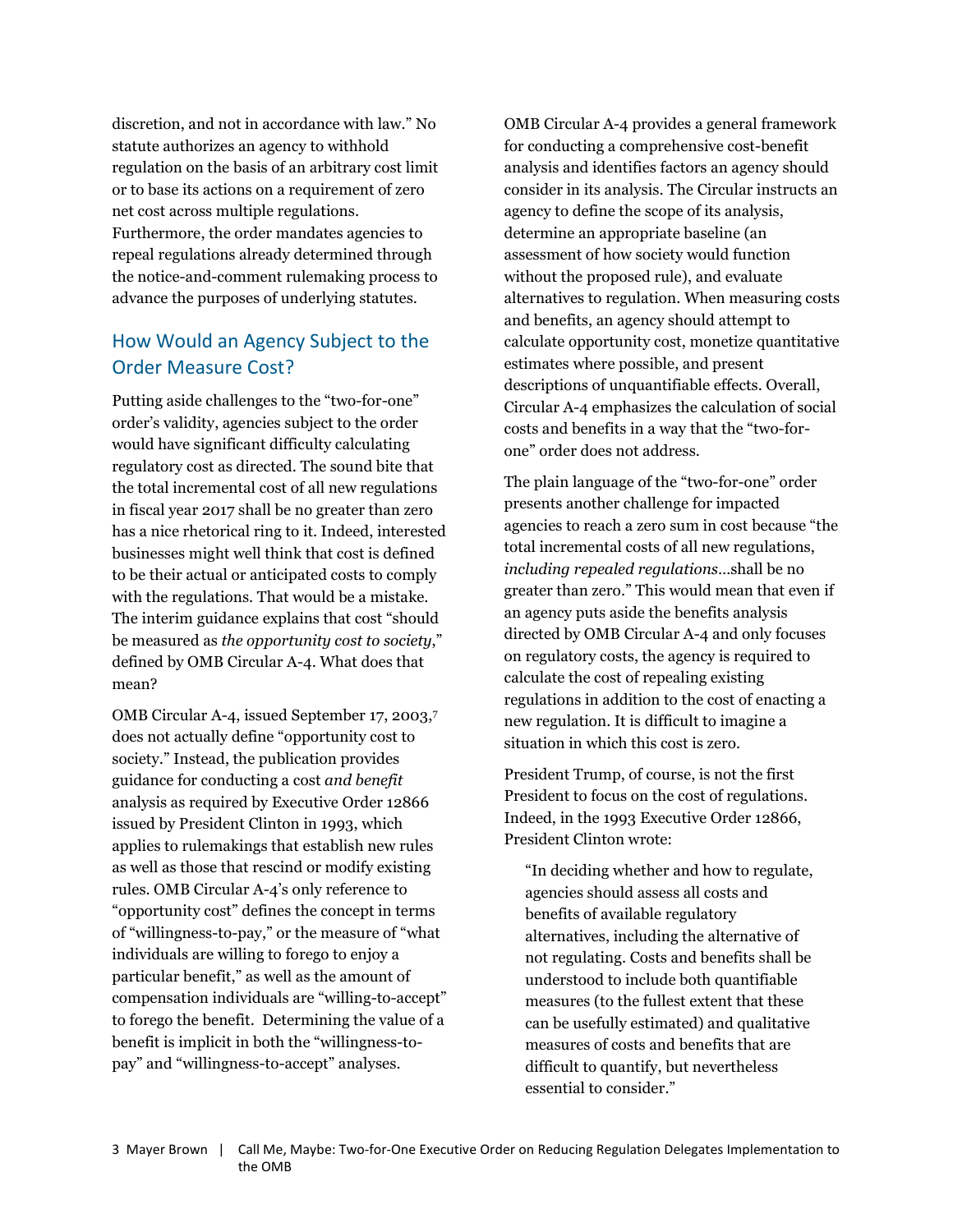discretion, and not in accordance with law." No statute authorizes an agency to withhold regulation on the basis of an arbitrary cost limit or to base its actions on a requirement of zero net cost across multiple regulations. Furthermore, the order mandates agencies to repeal regulations already determined through the notice-and-comment rulemaking process to advance the purposes of underlying statutes.

## How Would an Agency Subject to the Order Measure Cost?

Putting aside challenges to the "two-for-one" order's validity, agencies subject to the order would have significant difficulty calculating regulatory cost as directed. The sound bite that the total incremental cost of all new regulations in fiscal year 2017 shall be no greater than zero has a nice rhetorical ring to it. Indeed, interested businesses might well think that cost is defined to be their actual or anticipated costs to comply with the regulations. That would be a mistake. The interim guidance explains that cost "should be measured as *the opportunity cost to society*," defined by OMB Circular A-4. What does that mean?

OMB Circular A-4, issued September 17, 2003,[7] does not actually define "opportunity cost to society." Instead, the publication provides guidance for conducting a cost *and benefit* analysis as required by Executive Order 12866 issued by President Clinton in 1993, which applies to rulemakings that establish new rules as well as those that rescind or modify existing rules. OMB Circular A-4's only reference to "opportunity cost" defines the concept in terms of "willingness-to-pay," or the measure of "what individuals are willing to forego to enjoy a particular benefit," as well as the amount of compensation individuals are "willing-to-accept" to forego the benefit. Determining the value of a benefit is implicit in both the "willingness-to-pay" and "willingness-to-accept" analyses.

OMB Circular A-4 provides a general framework for conducting a comprehensive cost-benefit analysis and identifies factors an agency should consider in its analysis. The Circular instructs an agency to define the scope of its analysis, determine an appropriate baseline (an assessment of how society would function without the proposed rule), and evaluate alternatives to regulation. When measuring costs and benefits, an agency should attempt to calculate opportunity cost, monetize quantitative estimates where possible, and present descriptions of unquantifiable effects. Overall, Circular A-4 emphasizes the calculation of social costs and benefits in a way that the "two-for-one" order does not address.

The plain language of the "two-for-one" order presents another challenge for impacted agencies to reach a zero sum in cost because "the total incremental costs of all new regulations, *including repealed regulations*…shall be no greater than zero." This would mean that even if an agency puts aside the benefits analysis directed by OMB Circular A-4 and only focuses on regulatory costs, the agency is required to calculate the cost of repealing existing regulations in addition to the cost of enacting a new regulation. It is difficult to imagine a situation in which this cost is zero.

President Trump, of course, is not the first President to focus on the cost of regulations. Indeed, in the 1993 Executive Order 12866, President Clinton wrote:

> "In deciding whether and how to regulate, agencies should assess all costs and benefits of available regulatory alternatives, including the alternative of not regulating. Costs and benefits shall be understood to include both quantifiable measures (to the fullest extent that these can be usefully estimated) and qualitative measures of costs and benefits that are difficult to quantify, but nevertheless essential to consider."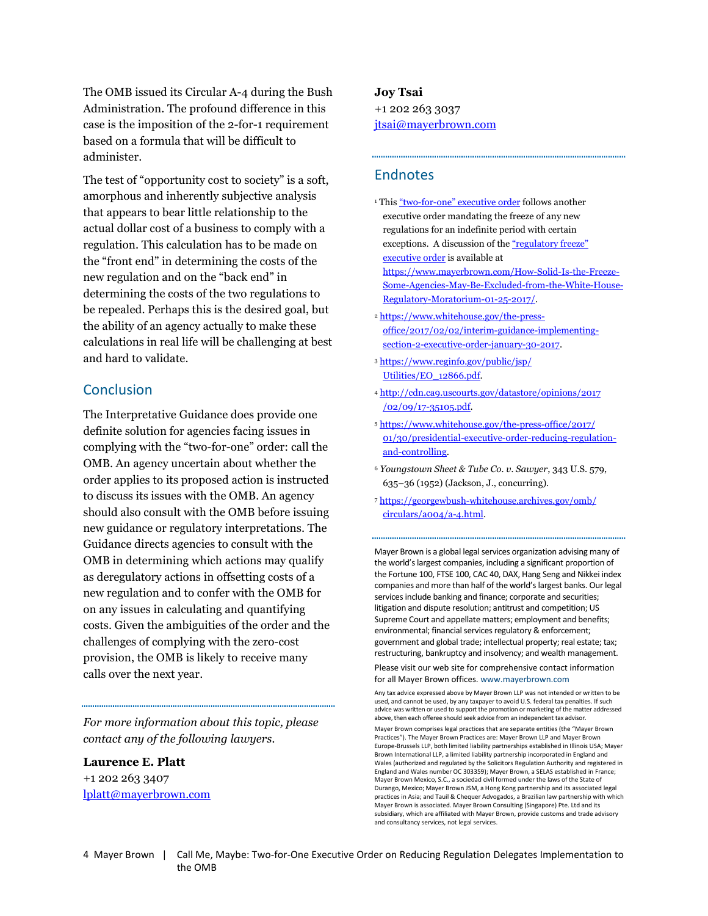The OMB issued its Circular A-4 during the Bush Administration. The profound difference in this case is the imposition of the 2-for-1 requirement based on a formula that will be difficult to administer.

The test of "opportunity cost to society" is a soft, amorphous and inherently subjective analysis that appears to bear little relationship to the actual dollar cost of a business to comply with a regulation. This calculation has to be made on the "front end" in determining the costs of the new regulation and on the "back end" in determining the costs of the two regulations to be repealed. Perhaps this is the desired goal, but the ability of an agency actually to make these calculations in real life will be challenging at best and hard to validate.

## Conclusion

The Interpretative Guidance does provide one definite solution for agencies facing issues in complying with the "two-for-one" order: call the OMB. An agency uncertain about whether the order applies to its proposed action is instructed to discuss its issues with the OMB. An agency should also consult with the OMB before issuing new guidance or regulatory interpretations. The Guidance directs agencies to consult with the OMB in determining which actions may qualify as deregulatory actions in offsetting costs of a new regulation and to confer with the OMB for on any issues in calculating and quantifying costs. Given the ambiguities of the order and the challenges of complying with the zero-cost provision, the OMB is likely to receive many calls over the next year.

*For more information about this topic, please contact any of the following lawyers.*

**Laurence E. Platt**
+1 202 263 3407
lplatt@mayerbrown.com

**Joy Tsai**
+1 202 263 3037
jtsai@mayerbrown.com

## Endnotes

[1] This "two-for-one" executive order follows another executive order mandating the freeze of any new regulations for an indefinite period with certain exceptions. A discussion of the "regulatory freeze" executive order is available at https://www.mayerbrown.com/How-Solid-Is-the-Freeze-Some-Agencies-May-Be-Excluded-from-the-White-House-Regulatory-Moratorium-01-25-2017/.

[2] https://www.whitehouse.gov/the-press-office/2017/02/02/interim-guidance-implementing-section-2-executive-order-january-30-2017.

[3] https://www.reginfo.gov/public/jsp/Utilities/EO_12866.pdf.

[4] http://cdn.ca9.uscourts.gov/datastore/opinions/2017/02/09/17-35105.pdf.

[5] https://www.whitehouse.gov/the-press-office/2017/01/30/presidential-executive-order-reducing-regulation-and-controlling.

[6] *Youngstown Sheet & Tube Co. v. Sawyer*, 343 U.S. 579, 635–36 (1952) (Jackson, J., concurring).

[7] https://georgewbush-whitehouse.archives.gov/omb/circulars/a004/a-4.html.

Mayer Brown is a global legal services organization advising many of the world's largest companies, including a significant proportion of the Fortune 100, FTSE 100, CAC 40, DAX, Hang Seng and Nikkei index companies and more than half of the world's largest banks. Our legal services include banking and finance; corporate and securities; litigation and dispute resolution; antitrust and competition; US Supreme Court and appellate matters; employment and benefits; environmental; financial services regulatory & enforcement; government and global trade; intellectual property; real estate; tax; restructuring, bankruptcy and insolvency; and wealth management.

Please visit our web site for comprehensive contact information for all Mayer Brown offices. www.mayerbrown.com

Any tax advice expressed above by Mayer Brown LLP was not intended or written to be used, and cannot be used, by any taxpayer to avoid U.S. federal tax penalties. If such advice was written or used to support the promotion or marketing of the matter addressed above, then each offeree should seek advice from an independent tax advisor.

Mayer Brown comprises legal practices that are separate entities (the "Mayer Brown Practices"). The Mayer Brown Practices are: Mayer Brown LLP and Mayer Brown Europe-Brussels LLP, both limited liability partnerships established in Illinois USA; Mayer Brown International LLP, a limited liability partnership incorporated in England and Wales (authorized and regulated by the Solicitors Regulation Authority and registered in England and Wales number OC 303359); Mayer Brown, a SELAS established in France; Mayer Brown Mexico, S.C., a sociedad civil formed under the laws of the State of Durango, Mexico; Mayer Brown JSM, a Hong Kong partnership and its associated legal practices in Asia; and Tauil & Chequer Advogados, a Brazilian law partnership with which Mayer Brown is associated. Mayer Brown Consulting (Singapore) Pte. Ltd and its subsidiary, which are affiliated with Mayer Brown, provide customs and trade advisory and consultancy services, not legal services.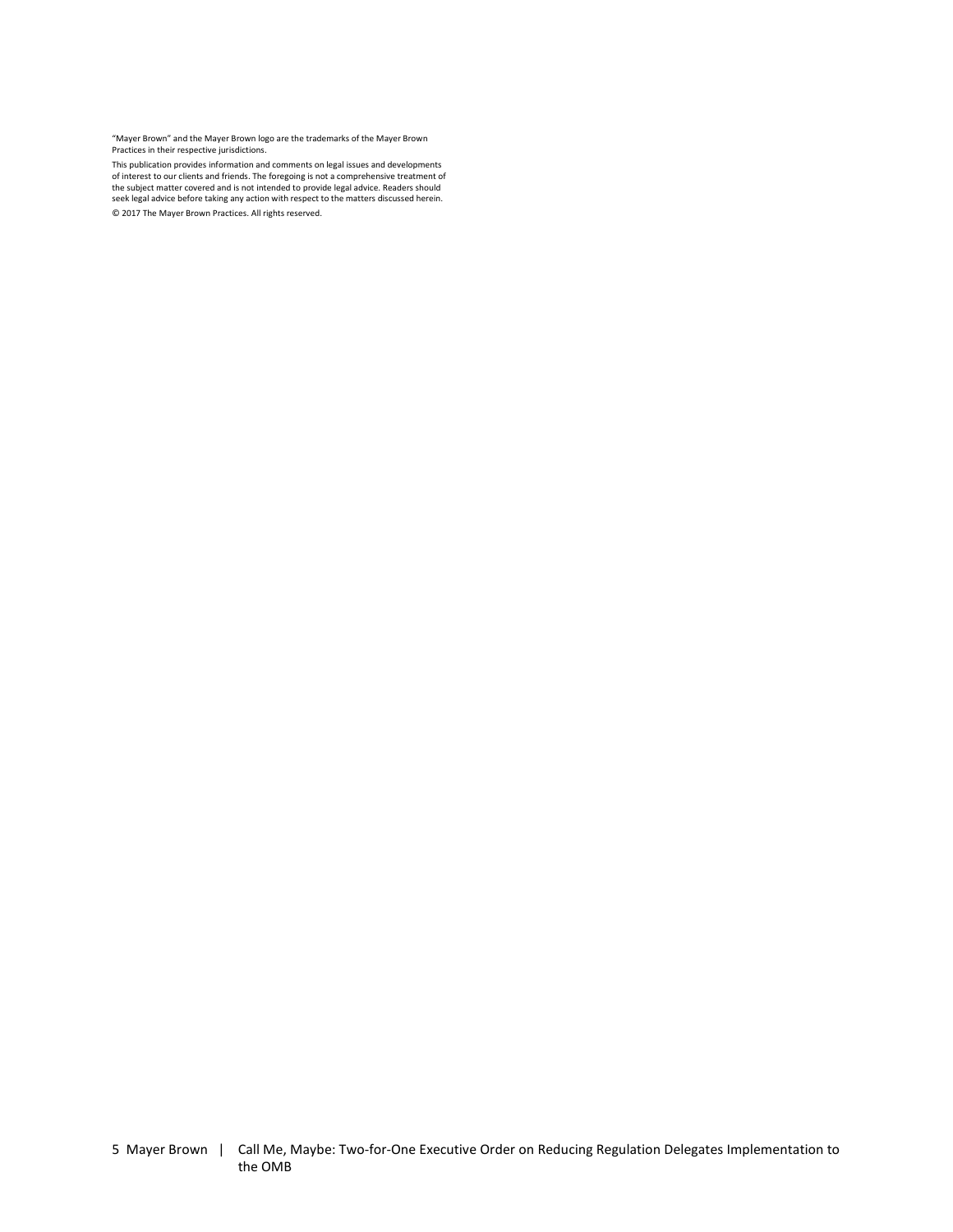"Mayer Brown" and the Mayer Brown logo are the trademarks of the Mayer Brown Practices in their respective jurisdictions.

This publication provides information and comments on legal issues and developments of interest to our clients and friends. The foregoing is not a comprehensive treatment of the subject matter covered and is not intended to provide legal advice. Readers should seek legal advice before taking any action with respect to the matters discussed herein.

© 2017 The Mayer Brown Practices. All rights reserved.